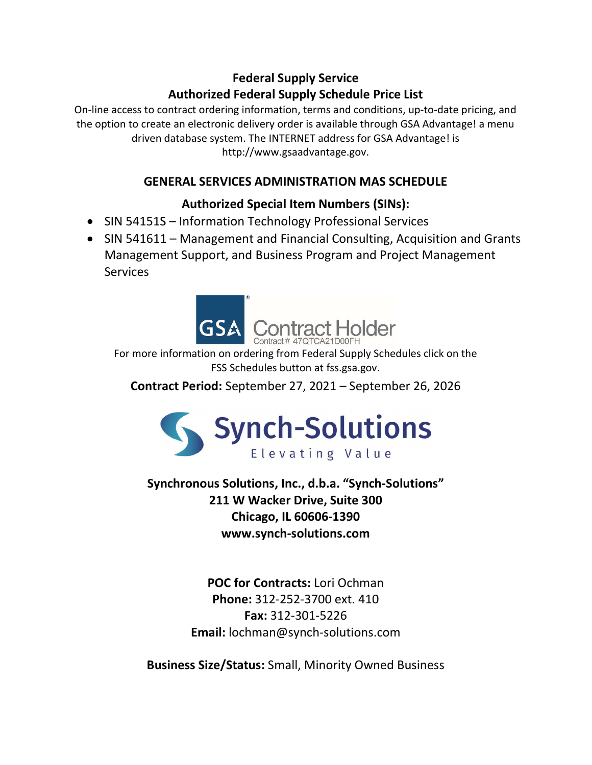# Federal Supply Service
# Authorized Federal Supply Schedule Price List

On-line access to contract ordering information, terms and conditions, up-to-date pricing, and the option to create an electronic delivery order is available through GSA Advantage! a menu driven database system. The INTERNET address for GSA Advantage! is http://www.gsaadvantage.gov.

## GENERAL SERVICES ADMINISTRATION MAS SCHEDULE

### Authorized Special Item Numbers (SINs):

- SIN 54151S – Information Technology Professional Services
- SIN 541611 – Management and Financial Consulting, Acquisition and Grants Management Support, and Business Program and Project Management Services

GSA Contract Holder
Contract # 47QTCA21D00FH

For more information on ordering from Federal Supply Schedules click on the FSS Schedules button at fss.gsa.gov.

**Contract Period:** September 27, 2021 – September 26, 2026

Synch-Solutions
Elevating Value

**Synchronous Solutions, Inc., d.b.a. "Synch-Solutions"**
**211 W Wacker Drive, Suite 300**
**Chicago, IL 60606-1390**
**www.synch-solutions.com**

**POC for Contracts:** Lori Ochman
**Phone:** 312-252-3700 ext. 410
**Fax:** 312-301-5226
**Email:** lochman@synch-solutions.com

**Business Size/Status:** Small, Minority Owned Business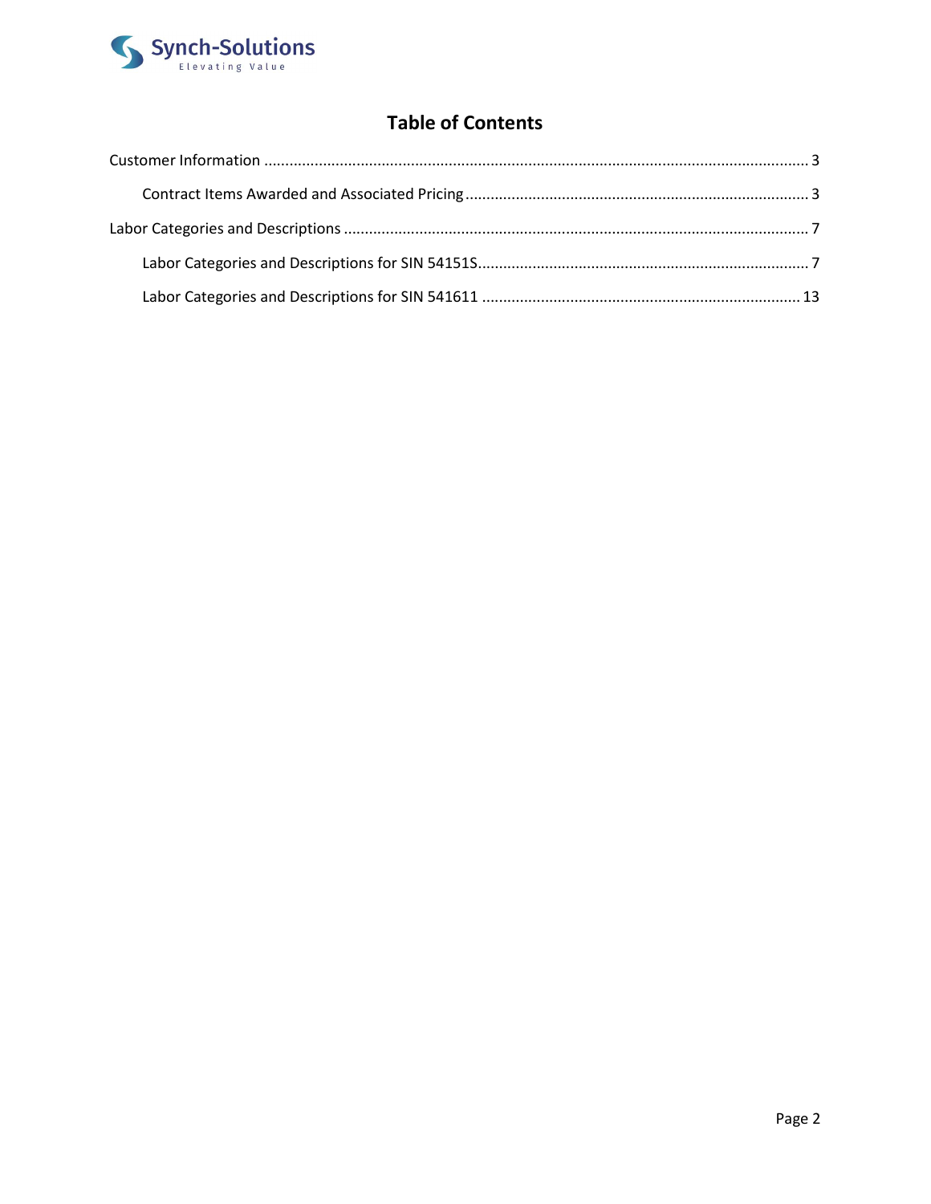# Table of Contents

Customer Information ... 3

- Contract Items Awarded and Associated Pricing ... 3

Labor Categories and Descriptions ... 7

- Labor Categories and Descriptions for SIN 54151S ... 7
- Labor Categories and Descriptions for SIN 541611 ... 13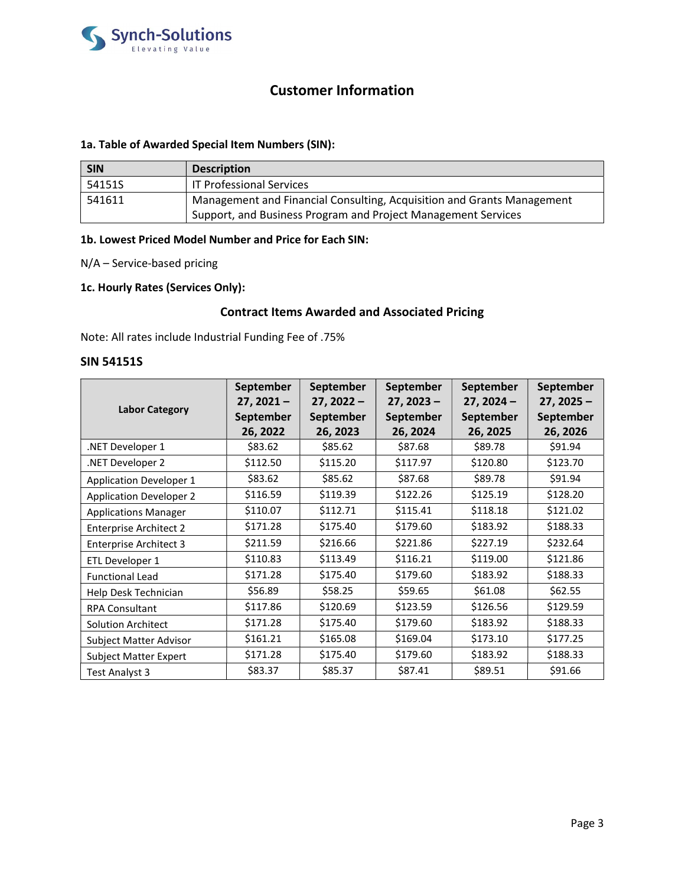## Customer Information

### 1a. Table of Awarded Special Item Numbers (SIN):

| SIN | Description |
|---|---|
| 54151S | IT Professional Services |
| 541611 | Management and Financial Consulting, Acquisition and Grants Management Support, and Business Program and Project Management Services |

### 1b. Lowest Priced Model Number and Price for Each SIN:

N/A – Service-based pricing

### 1c. Hourly Rates (Services Only):

#### Contract Items Awarded and Associated Pricing

Note: All rates include Industrial Funding Fee of .75%

### SIN 54151S

| Labor Category | September 27, 2021 – September 26, 2022 | September 27, 2022 – September 26, 2023 | September 27, 2023 – September 26, 2024 | September 27, 2024 – September 26, 2025 | September 27, 2025 – September 26, 2026 |
|---|---|---|---|---|---|
| .NET Developer 1 | $83.62 | $85.62 | $87.68 | $89.78 | $91.94 |
| .NET Developer 2 | $112.50 | $115.20 | $117.97 | $120.80 | $123.70 |
| Application Developer 1 | $83.62 | $85.62 | $87.68 | $89.78 | $91.94 |
| Application Developer 2 | $116.59 | $119.39 | $122.26 | $125.19 | $128.20 |
| Applications Manager | $110.07 | $112.71 | $115.41 | $118.18 | $121.02 |
| Enterprise Architect 2 | $171.28 | $175.40 | $179.60 | $183.92 | $188.33 |
| Enterprise Architect 3 | $211.59 | $216.66 | $221.86 | $227.19 | $232.64 |
| ETL Developer 1 | $110.83 | $113.49 | $116.21 | $119.00 | $121.86 |
| Functional Lead | $171.28 | $175.40 | $179.60 | $183.92 | $188.33 |
| Help Desk Technician | $56.89 | $58.25 | $59.65 | $61.08 | $62.55 |
| RPA Consultant | $117.86 | $120.69 | $123.59 | $126.56 | $129.59 |
| Solution Architect | $171.28 | $175.40 | $179.60 | $183.92 | $188.33 |
| Subject Matter Advisor | $161.21 | $165.08 | $169.04 | $173.10 | $177.25 |
| Subject Matter Expert | $171.28 | $175.40 | $179.60 | $183.92 | $188.33 |
| Test Analyst 3 | $83.37 | $85.37 | $87.41 | $89.51 | $91.66 |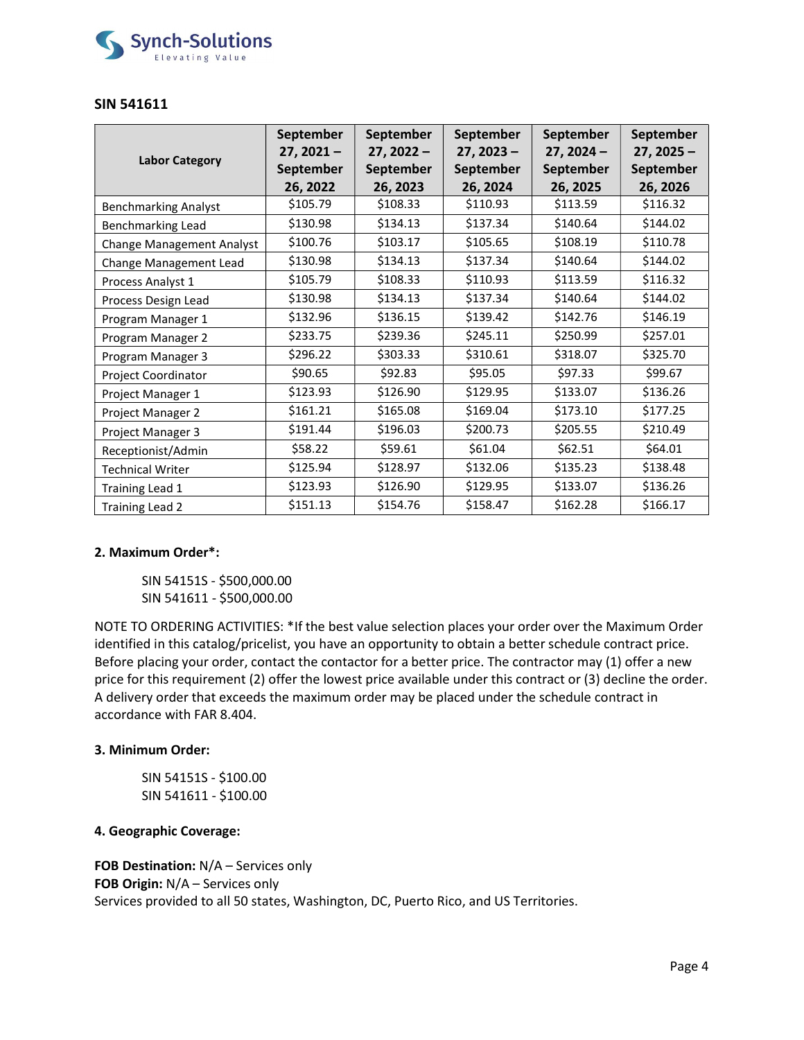**SIN 541611**

| Labor Category | September 27, 2021 – September 26, 2022 | September 27, 2022 – September 26, 2023 | September 27, 2023 – September 26, 2024 | September 27, 2024 – September 26, 2025 | September 27, 2025 – September 26, 2026 |
|---|---|---|---|---|---|
| Benchmarking Analyst | $105.79 | $108.33 | $110.93 | $113.59 | $116.32 |
| Benchmarking Lead | $130.98 | $134.13 | $137.34 | $140.64 | $144.02 |
| Change Management Analyst | $100.76 | $103.17 | $105.65 | $108.19 | $110.78 |
| Change Management Lead | $130.98 | $134.13 | $137.34 | $140.64 | $144.02 |
| Process Analyst 1 | $105.79 | $108.33 | $110.93 | $113.59 | $116.32 |
| Process Design Lead | $130.98 | $134.13 | $137.34 | $140.64 | $144.02 |
| Program Manager 1 | $132.96 | $136.15 | $139.42 | $142.76 | $146.19 |
| Program Manager 2 | $233.75 | $239.36 | $245.11 | $250.99 | $257.01 |
| Program Manager 3 | $296.22 | $303.33 | $310.61 | $318.07 | $325.70 |
| Project Coordinator | $90.65 | $92.83 | $95.05 | $97.33 | $99.67 |
| Project Manager 1 | $123.93 | $126.90 | $129.95 | $133.07 | $136.26 |
| Project Manager 2 | $161.21 | $165.08 | $169.04 | $173.10 | $177.25 |
| Project Manager 3 | $191.44 | $196.03 | $200.73 | $205.55 | $210.49 |
| Receptionist/Admin | $58.22 | $59.61 | $61.04 | $62.51 | $64.01 |
| Technical Writer | $125.94 | $128.97 | $132.06 | $135.23 | $138.48 |
| Training Lead 1 | $123.93 | $126.90 | $129.95 | $133.07 | $136.26 |
| Training Lead 2 | $151.13 | $154.76 | $158.47 | $162.28 | $166.17 |

**2. Maximum Order*:**

SIN 54151S - $500,000.00
SIN 541611 - $500,000.00

NOTE TO ORDERING ACTIVITIES: *If the best value selection places your order over the Maximum Order identified in this catalog/pricelist, you have an opportunity to obtain a better schedule contract price. Before placing your order, contact the contactor for a better price. The contractor may (1) offer a new price for this requirement (2) offer the lowest price available under this contract or (3) decline the order. A delivery order that exceeds the maximum order may be placed under the schedule contract in accordance with FAR 8.404.

**3. Minimum Order:**

SIN 54151S - $100.00
SIN 541611 - $100.00

**4. Geographic Coverage:**

**FOB Destination:** N/A – Services only
**FOB Origin:** N/A – Services only
Services provided to all 50 states, Washington, DC, Puerto Rico, and US Territories.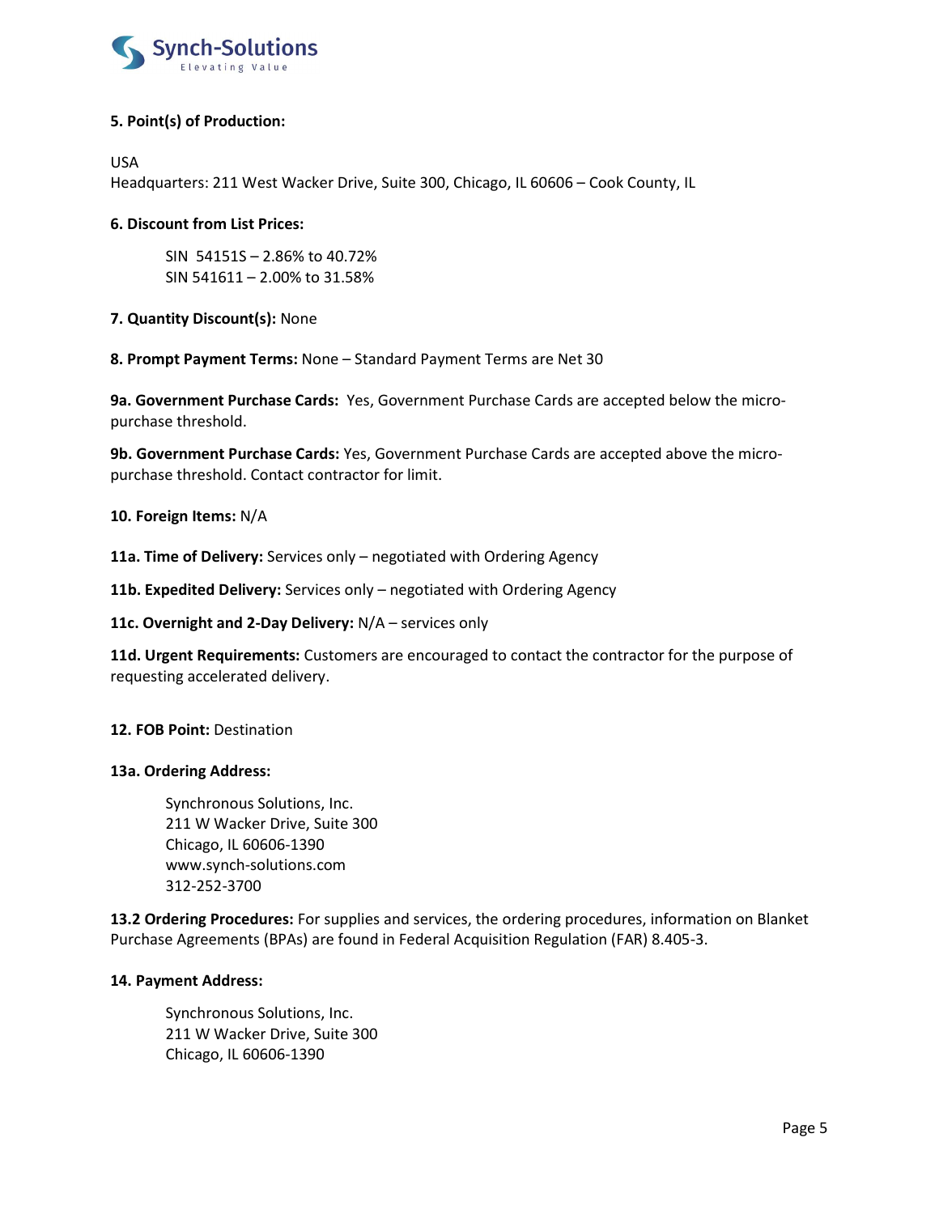**5. Point(s) of Production:**

USA
Headquarters: 211 West Wacker Drive, Suite 300, Chicago, IL 60606 – Cook County, IL

**6. Discount from List Prices:**

SIN 54151S – 2.86% to 40.72%
SIN 541611 – 2.00% to 31.58%

**7. Quantity Discount(s):** None

**8. Prompt Payment Terms:** None – Standard Payment Terms are Net 30

**9a. Government Purchase Cards:** Yes, Government Purchase Cards are accepted below the micro-purchase threshold.

**9b. Government Purchase Cards:** Yes, Government Purchase Cards are accepted above the micro-purchase threshold. Contact contractor for limit.

**10. Foreign Items:** N/A

**11a. Time of Delivery:** Services only – negotiated with Ordering Agency

**11b. Expedited Delivery:** Services only – negotiated with Ordering Agency

**11c. Overnight and 2-Day Delivery:** N/A – services only

**11d. Urgent Requirements:** Customers are encouraged to contact the contractor for the purpose of requesting accelerated delivery.

**12. FOB Point:** Destination

**13a. Ordering Address:**

Synchronous Solutions, Inc.
211 W Wacker Drive, Suite 300
Chicago, IL 60606-1390
www.synch-solutions.com
312-252-3700

**13.2 Ordering Procedures:** For supplies and services, the ordering procedures, information on Blanket Purchase Agreements (BPAs) are found in Federal Acquisition Regulation (FAR) 8.405-3.

**14. Payment Address:**

Synchronous Solutions, Inc.
211 W Wacker Drive, Suite 300
Chicago, IL 60606-1390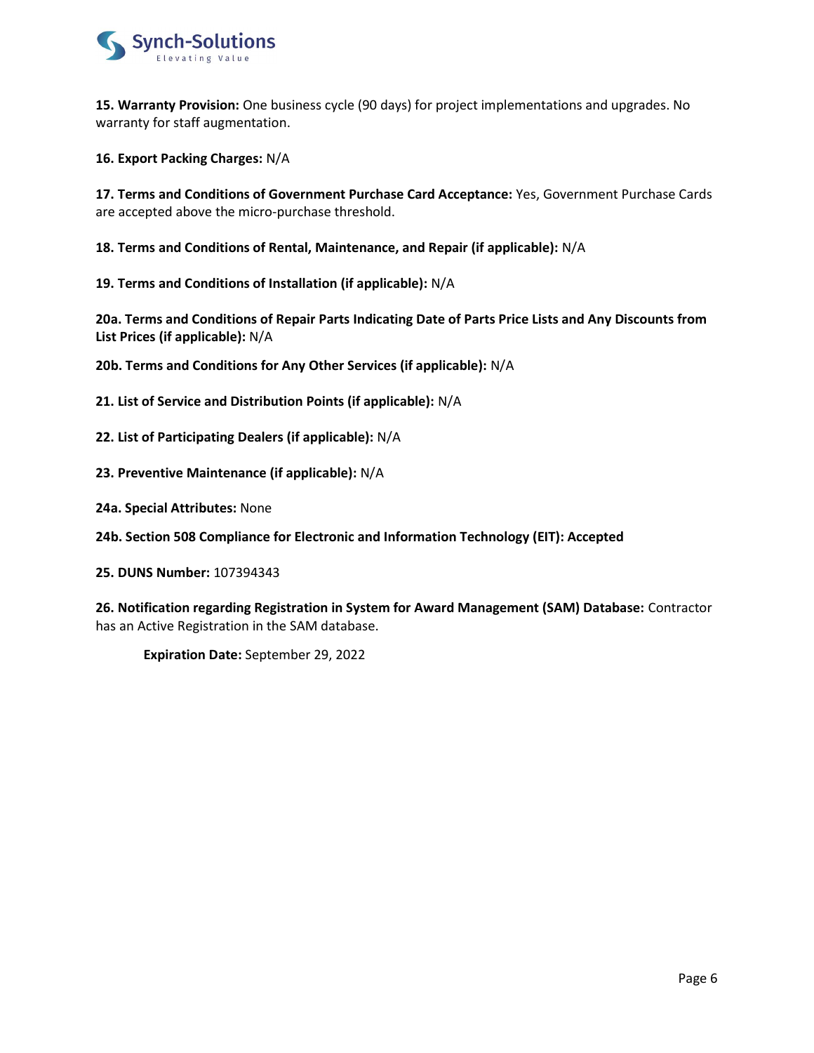**15. Warranty Provision:** One business cycle (90 days) for project implementations and upgrades. No warranty for staff augmentation.

**16. Export Packing Charges:** N/A

**17. Terms and Conditions of Government Purchase Card Acceptance:** Yes, Government Purchase Cards are accepted above the micro-purchase threshold.

**18. Terms and Conditions of Rental, Maintenance, and Repair (if applicable):** N/A

**19. Terms and Conditions of Installation (if applicable):** N/A

**20a. Terms and Conditions of Repair Parts Indicating Date of Parts Price Lists and Any Discounts from List Prices (if applicable):** N/A

**20b. Terms and Conditions for Any Other Services (if applicable):** N/A

**21. List of Service and Distribution Points (if applicable):** N/A

**22. List of Participating Dealers (if applicable):** N/A

**23. Preventive Maintenance (if applicable):** N/A

**24a. Special Attributes:** None

**24b. Section 508 Compliance for Electronic and Information Technology (EIT): Accepted**

**25. DUNS Number:** 107394343

**26. Notification regarding Registration in System for Award Management (SAM) Database:** Contractor has an Active Registration in the SAM database.

**Expiration Date:** September 29, 2022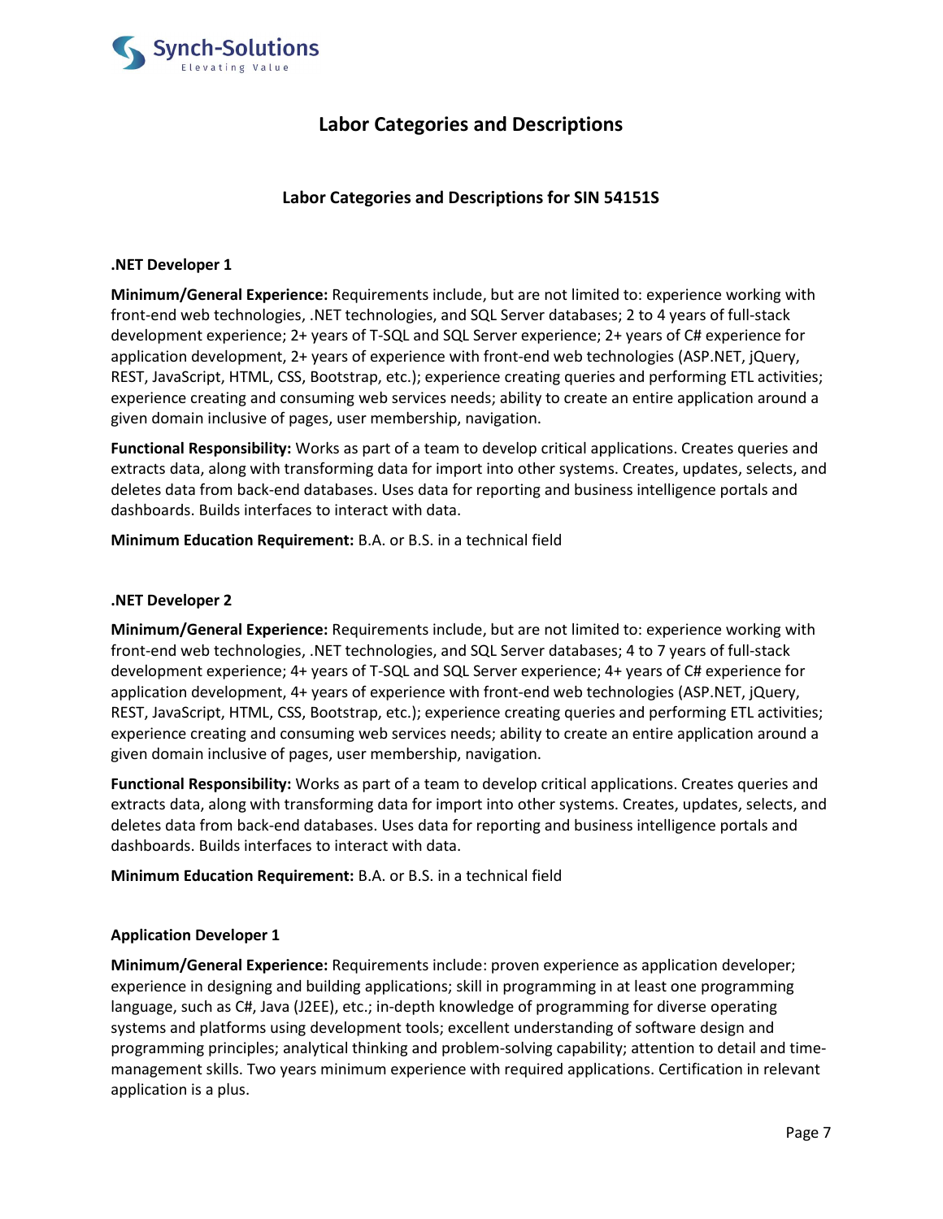## Labor Categories and Descriptions

### Labor Categories and Descriptions for SIN 54151S

**.NET Developer 1**

**Minimum/General Experience:** Requirements include, but are not limited to: experience working with front-end web technologies, .NET technologies, and SQL Server databases; 2 to 4 years of full-stack development experience; 2+ years of T-SQL and SQL Server experience; 2+ years of C# experience for application development, 2+ years of experience with front-end web technologies (ASP.NET, jQuery, REST, JavaScript, HTML, CSS, Bootstrap, etc.); experience creating queries and performing ETL activities; experience creating and consuming web services needs; ability to create an entire application around a given domain inclusive of pages, user membership, navigation.

**Functional Responsibility:** Works as part of a team to develop critical applications. Creates queries and extracts data, along with transforming data for import into other systems. Creates, updates, selects, and deletes data from back-end databases. Uses data for reporting and business intelligence portals and dashboards. Builds interfaces to interact with data.

**Minimum Education Requirement:** B.A. or B.S. in a technical field

**.NET Developer 2**

**Minimum/General Experience:** Requirements include, but are not limited to: experience working with front-end web technologies, .NET technologies, and SQL Server databases; 4 to 7 years of full-stack development experience; 4+ years of T-SQL and SQL Server experience; 4+ years of C# experience for application development, 4+ years of experience with front-end web technologies (ASP.NET, jQuery, REST, JavaScript, HTML, CSS, Bootstrap, etc.); experience creating queries and performing ETL activities; experience creating and consuming web services needs; ability to create an entire application around a given domain inclusive of pages, user membership, navigation.

**Functional Responsibility:** Works as part of a team to develop critical applications. Creates queries and extracts data, along with transforming data for import into other systems. Creates, updates, selects, and deletes data from back-end databases. Uses data for reporting and business intelligence portals and dashboards. Builds interfaces to interact with data.

**Minimum Education Requirement:** B.A. or B.S. in a technical field

**Application Developer 1**

**Minimum/General Experience:** Requirements include: proven experience as application developer; experience in designing and building applications; skill in programming in at least one programming language, such as C#, Java (J2EE), etc.; in-depth knowledge of programming for diverse operating systems and platforms using development tools; excellent understanding of software design and programming principles; analytical thinking and problem-solving capability; attention to detail and time-management skills. Two years minimum experience with required applications. Certification in relevant application is a plus.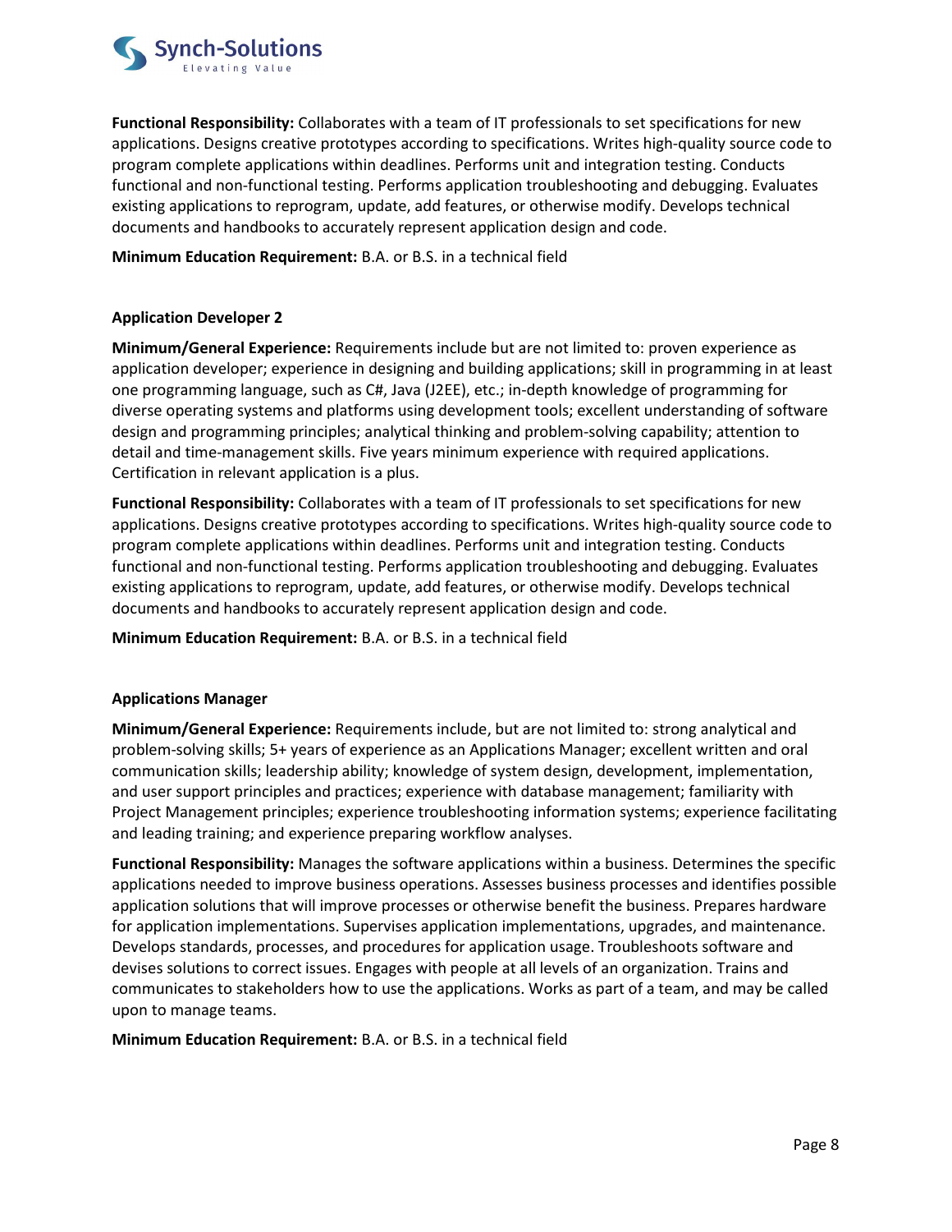**Functional Responsibility:** Collaborates with a team of IT professionals to set specifications for new applications. Designs creative prototypes according to specifications. Writes high-quality source code to program complete applications within deadlines. Performs unit and integration testing. Conducts functional and non-functional testing. Performs application troubleshooting and debugging. Evaluates existing applications to reprogram, update, add features, or otherwise modify. Develops technical documents and handbooks to accurately represent application design and code.

**Minimum Education Requirement:** B.A. or B.S. in a technical field

### Application Developer 2

**Minimum/General Experience:** Requirements include but are not limited to: proven experience as application developer; experience in designing and building applications; skill in programming in at least one programming language, such as C#, Java (J2EE), etc.; in-depth knowledge of programming for diverse operating systems and platforms using development tools; excellent understanding of software design and programming principles; analytical thinking and problem-solving capability; attention to detail and time-management skills. Five years minimum experience with required applications. Certification in relevant application is a plus.

**Functional Responsibility:** Collaborates with a team of IT professionals to set specifications for new applications. Designs creative prototypes according to specifications. Writes high-quality source code to program complete applications within deadlines. Performs unit and integration testing. Conducts functional and non-functional testing. Performs application troubleshooting and debugging. Evaluates existing applications to reprogram, update, add features, or otherwise modify. Develops technical documents and handbooks to accurately represent application design and code.

**Minimum Education Requirement:** B.A. or B.S. in a technical field

### Applications Manager

**Minimum/General Experience:** Requirements include, but are not limited to: strong analytical and problem-solving skills; 5+ years of experience as an Applications Manager; excellent written and oral communication skills; leadership ability; knowledge of system design, development, implementation, and user support principles and practices; experience with database management; familiarity with Project Management principles; experience troubleshooting information systems; experience facilitating and leading training; and experience preparing workflow analyses.

**Functional Responsibility:** Manages the software applications within a business. Determines the specific applications needed to improve business operations. Assesses business processes and identifies possible application solutions that will improve processes or otherwise benefit the business. Prepares hardware for application implementations. Supervises application implementations, upgrades, and maintenance. Develops standards, processes, and procedures for application usage. Troubleshoots software and devises solutions to correct issues. Engages with people at all levels of an organization. Trains and communicates to stakeholders how to use the applications. Works as part of a team, and may be called upon to manage teams.

**Minimum Education Requirement:** B.A. or B.S. in a technical field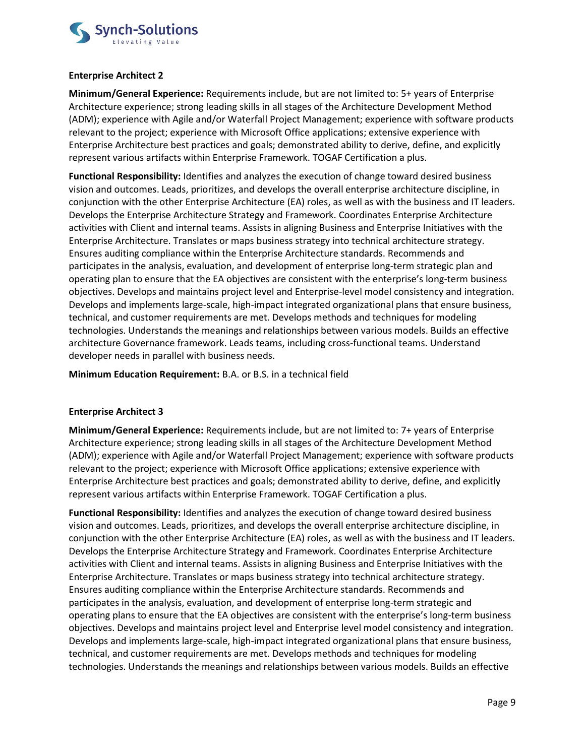**Enterprise Architect 2**

**Minimum/General Experience:** Requirements include, but are not limited to: 5+ years of Enterprise Architecture experience; strong leading skills in all stages of the Architecture Development Method (ADM); experience with Agile and/or Waterfall Project Management; experience with software products relevant to the project; experience with Microsoft Office applications; extensive experience with Enterprise Architecture best practices and goals; demonstrated ability to derive, define, and explicitly represent various artifacts within Enterprise Framework. TOGAF Certification a plus.

**Functional Responsibility:** Identifies and analyzes the execution of change toward desired business vision and outcomes. Leads, prioritizes, and develops the overall enterprise architecture discipline, in conjunction with the other Enterprise Architecture (EA) roles, as well as with the business and IT leaders. Develops the Enterprise Architecture Strategy and Framework. Coordinates Enterprise Architecture activities with Client and internal teams. Assists in aligning Business and Enterprise Initiatives with the Enterprise Architecture. Translates or maps business strategy into technical architecture strategy. Ensures auditing compliance within the Enterprise Architecture standards. Recommends and participates in the analysis, evaluation, and development of enterprise long-term strategic plan and operating plan to ensure that the EA objectives are consistent with the enterprise's long-term business objectives. Develops and maintains project level and Enterprise-level model consistency and integration. Develops and implements large-scale, high-impact integrated organizational plans that ensure business, technical, and customer requirements are met. Develops methods and techniques for modeling technologies. Understands the meanings and relationships between various models. Builds an effective architecture Governance framework. Leads teams, including cross-functional teams. Understand developer needs in parallel with business needs.

**Minimum Education Requirement:** B.A. or B.S. in a technical field

**Enterprise Architect 3**

**Minimum/General Experience:** Requirements include, but are not limited to: 7+ years of Enterprise Architecture experience; strong leading skills in all stages of the Architecture Development Method (ADM); experience with Agile and/or Waterfall Project Management; experience with software products relevant to the project; experience with Microsoft Office applications; extensive experience with Enterprise Architecture best practices and goals; demonstrated ability to derive, define, and explicitly represent various artifacts within Enterprise Framework. TOGAF Certification a plus.

**Functional Responsibility:** Identifies and analyzes the execution of change toward desired business vision and outcomes. Leads, prioritizes, and develops the overall enterprise architecture discipline, in conjunction with the other Enterprise Architecture (EA) roles, as well as with the business and IT leaders. Develops the Enterprise Architecture Strategy and Framework. Coordinates Enterprise Architecture activities with Client and internal teams. Assists in aligning Business and Enterprise Initiatives with the Enterprise Architecture. Translates or maps business strategy into technical architecture strategy. Ensures auditing compliance within the Enterprise Architecture standards. Recommends and participates in the analysis, evaluation, and development of enterprise long-term strategic and operating plans to ensure that the EA objectives are consistent with the enterprise's long-term business objectives. Develops and maintains project level and Enterprise level model consistency and integration. Develops and implements large-scale, high-impact integrated organizational plans that ensure business, technical, and customer requirements are met. Develops methods and techniques for modeling technologies. Understands the meanings and relationships between various models. Builds an effective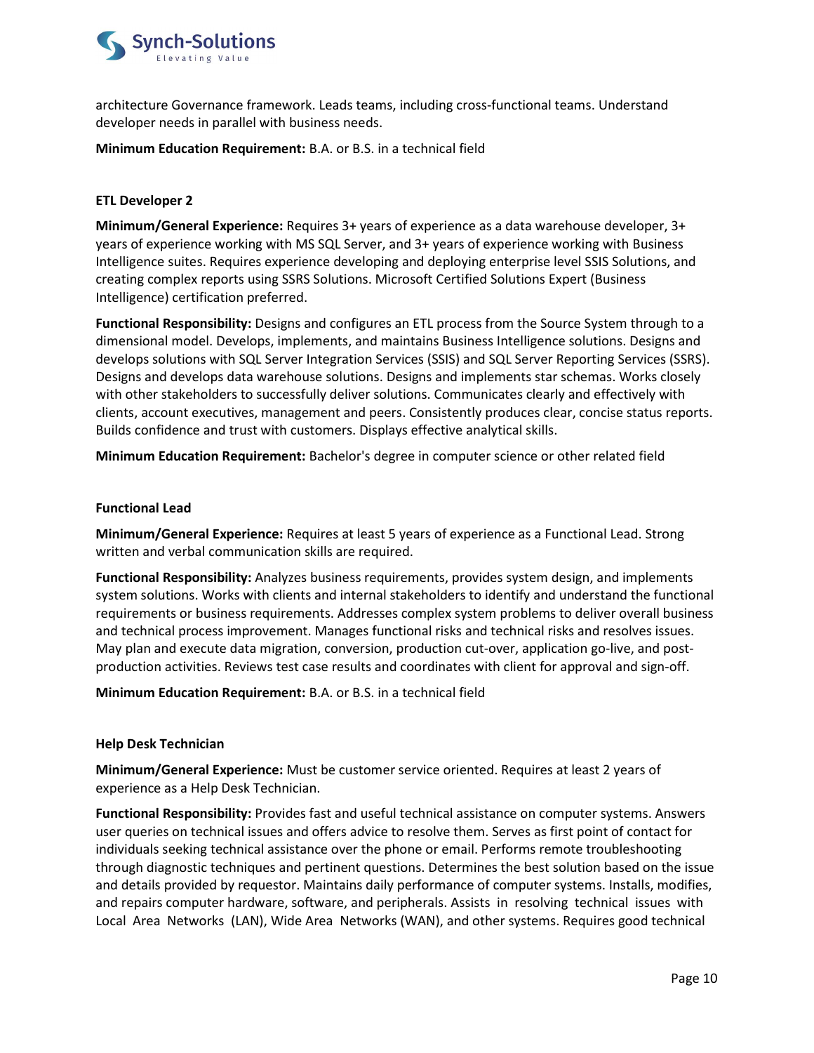architecture Governance framework. Leads teams, including cross-functional teams. Understand developer needs in parallel with business needs.

**Minimum Education Requirement:** B.A. or B.S. in a technical field

### ETL Developer 2

**Minimum/General Experience:** Requires 3+ years of experience as a data warehouse developer, 3+ years of experience working with MS SQL Server, and 3+ years of experience working with Business Intelligence suites. Requires experience developing and deploying enterprise level SSIS Solutions, and creating complex reports using SSRS Solutions. Microsoft Certified Solutions Expert (Business Intelligence) certification preferred.

**Functional Responsibility:** Designs and configures an ETL process from the Source System through to a dimensional model. Develops, implements, and maintains Business Intelligence solutions. Designs and develops solutions with SQL Server Integration Services (SSIS) and SQL Server Reporting Services (SSRS). Designs and develops data warehouse solutions. Designs and implements star schemas. Works closely with other stakeholders to successfully deliver solutions. Communicates clearly and effectively with clients, account executives, management and peers. Consistently produces clear, concise status reports. Builds confidence and trust with customers. Displays effective analytical skills.

**Minimum Education Requirement:** Bachelor's degree in computer science or other related field

### Functional Lead

**Minimum/General Experience:** Requires at least 5 years of experience as a Functional Lead. Strong written and verbal communication skills are required.

**Functional Responsibility:** Analyzes business requirements, provides system design, and implements system solutions. Works with clients and internal stakeholders to identify and understand the functional requirements or business requirements. Addresses complex system problems to deliver overall business and technical process improvement. Manages functional risks and technical risks and resolves issues. May plan and execute data migration, conversion, production cut-over, application go-live, and post-production activities. Reviews test case results and coordinates with client for approval and sign-off.

**Minimum Education Requirement:** B.A. or B.S. in a technical field

### Help Desk Technician

**Minimum/General Experience:** Must be customer service oriented. Requires at least 2 years of experience as a Help Desk Technician.

**Functional Responsibility:** Provides fast and useful technical assistance on computer systems. Answers user queries on technical issues and offers advice to resolve them. Serves as first point of contact for individuals seeking technical assistance over the phone or email. Performs remote troubleshooting through diagnostic techniques and pertinent questions. Determines the best solution based on the issue and details provided by requestor. Maintains daily performance of computer systems. Installs, modifies, and repairs computer hardware, software, and peripherals. Assists in resolving technical issues with Local Area Networks (LAN), Wide Area Networks (WAN), and other systems. Requires good technical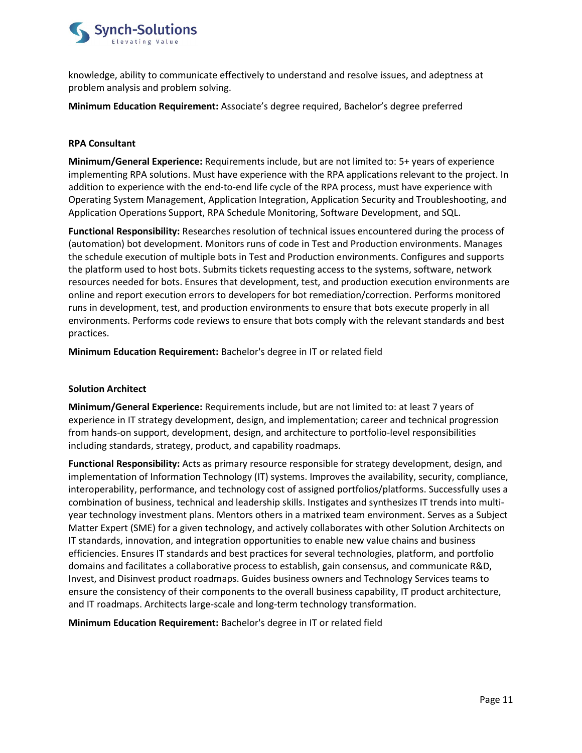knowledge, ability to communicate effectively to understand and resolve issues, and adeptness at problem analysis and problem solving.

**Minimum Education Requirement:** Associate's degree required, Bachelor's degree preferred

### RPA Consultant

**Minimum/General Experience:** Requirements include, but are not limited to: 5+ years of experience implementing RPA solutions. Must have experience with the RPA applications relevant to the project. In addition to experience with the end-to-end life cycle of the RPA process, must have experience with Operating System Management, Application Integration, Application Security and Troubleshooting, and Application Operations Support, RPA Schedule Monitoring, Software Development, and SQL.

**Functional Responsibility:** Researches resolution of technical issues encountered during the process of (automation) bot development. Monitors runs of code in Test and Production environments. Manages the schedule execution of multiple bots in Test and Production environments. Configures and supports the platform used to host bots. Submits tickets requesting access to the systems, software, network resources needed for bots. Ensures that development, test, and production execution environments are online and report execution errors to developers for bot remediation/correction. Performs monitored runs in development, test, and production environments to ensure that bots execute properly in all environments. Performs code reviews to ensure that bots comply with the relevant standards and best practices.

**Minimum Education Requirement:** Bachelor's degree in IT or related field

### Solution Architect

**Minimum/General Experience:** Requirements include, but are not limited to: at least 7 years of experience in IT strategy development, design, and implementation; career and technical progression from hands-on support, development, design, and architecture to portfolio-level responsibilities including standards, strategy, product, and capability roadmaps.

**Functional Responsibility:** Acts as primary resource responsible for strategy development, design, and implementation of Information Technology (IT) systems. Improves the availability, security, compliance, interoperability, performance, and technology cost of assigned portfolios/platforms. Successfully uses a combination of business, technical and leadership skills. Instigates and synthesizes IT trends into multi-year technology investment plans. Mentors others in a matrixed team environment. Serves as a Subject Matter Expert (SME) for a given technology, and actively collaborates with other Solution Architects on IT standards, innovation, and integration opportunities to enable new value chains and business efficiencies. Ensures IT standards and best practices for several technologies, platform, and portfolio domains and facilitates a collaborative process to establish, gain consensus, and communicate R&D, Invest, and Disinvest product roadmaps. Guides business owners and Technology Services teams to ensure the consistency of their components to the overall business capability, IT product architecture, and IT roadmaps. Architects large-scale and long-term technology transformation.

**Minimum Education Requirement:** Bachelor's degree in IT or related field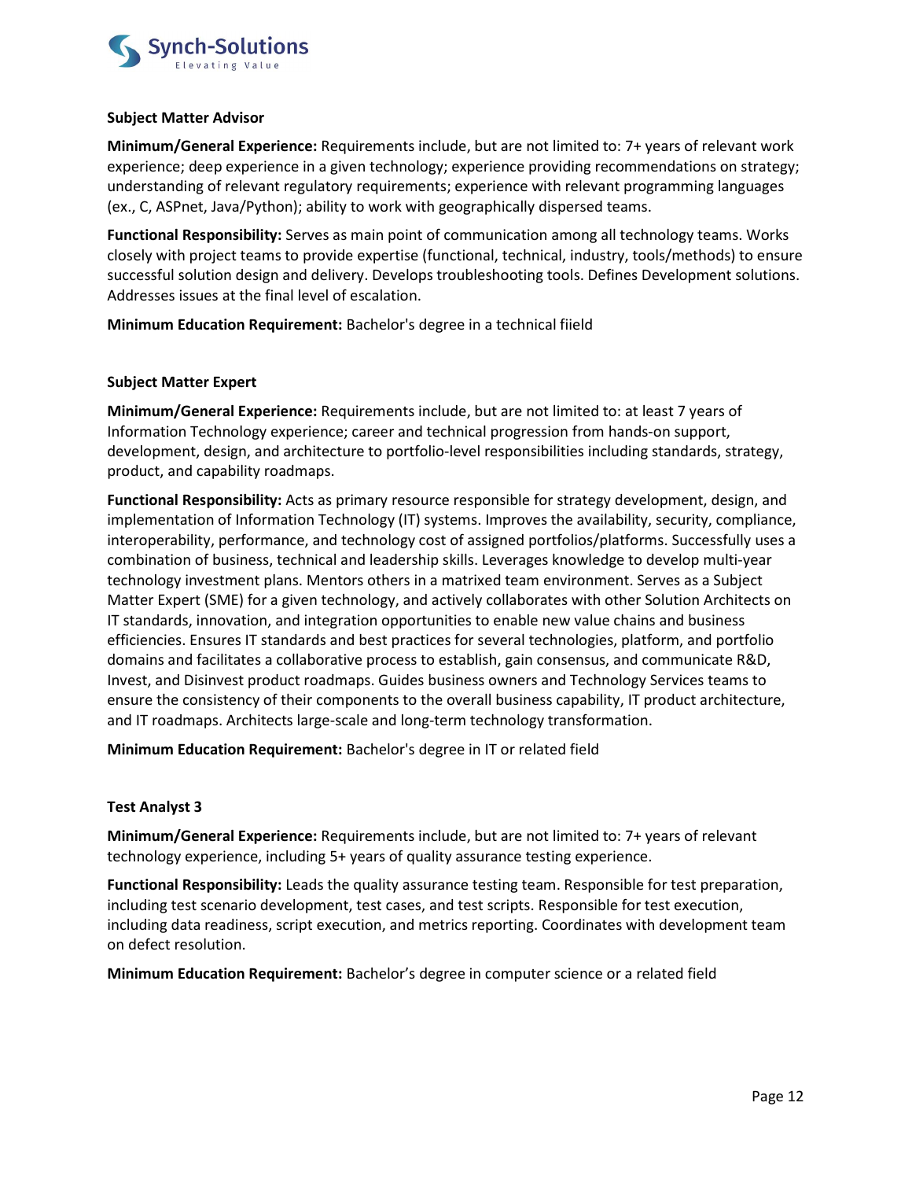### Subject Matter Advisor

**Minimum/General Experience:** Requirements include, but are not limited to: 7+ years of relevant work experience; deep experience in a given technology; experience providing recommendations on strategy; understanding of relevant regulatory requirements; experience with relevant programming languages (ex., C, ASPnet, Java/Python); ability to work with geographically dispersed teams.

**Functional Responsibility:** Serves as main point of communication among all technology teams. Works closely with project teams to provide expertise (functional, technical, industry, tools/methods) to ensure successful solution design and delivery. Develops troubleshooting tools. Defines Development solutions. Addresses issues at the final level of escalation.

**Minimum Education Requirement:** Bachelor's degree in a technical fiield

### Subject Matter Expert

**Minimum/General Experience:** Requirements include, but are not limited to: at least 7 years of Information Technology experience; career and technical progression from hands-on support, development, design, and architecture to portfolio-level responsibilities including standards, strategy, product, and capability roadmaps.

**Functional Responsibility:** Acts as primary resource responsible for strategy development, design, and implementation of Information Technology (IT) systems. Improves the availability, security, compliance, interoperability, performance, and technology cost of assigned portfolios/platforms. Successfully uses a combination of business, technical and leadership skills. Leverages knowledge to develop multi-year technology investment plans. Mentors others in a matrixed team environment. Serves as a Subject Matter Expert (SME) for a given technology, and actively collaborates with other Solution Architects on IT standards, innovation, and integration opportunities to enable new value chains and business efficiencies. Ensures IT standards and best practices for several technologies, platform, and portfolio domains and facilitates a collaborative process to establish, gain consensus, and communicate R&D, Invest, and Disinvest product roadmaps. Guides business owners and Technology Services teams to ensure the consistency of their components to the overall business capability, IT product architecture, and IT roadmaps. Architects large-scale and long-term technology transformation.

**Minimum Education Requirement:** Bachelor's degree in IT or related field

### Test Analyst 3

**Minimum/General Experience:** Requirements include, but are not limited to: 7+ years of relevant technology experience, including 5+ years of quality assurance testing experience.

**Functional Responsibility:** Leads the quality assurance testing team. Responsible for test preparation, including test scenario development, test cases, and test scripts. Responsible for test execution, including data readiness, script execution, and metrics reporting. Coordinates with development team on defect resolution.

**Minimum Education Requirement:** Bachelor's degree in computer science or a related field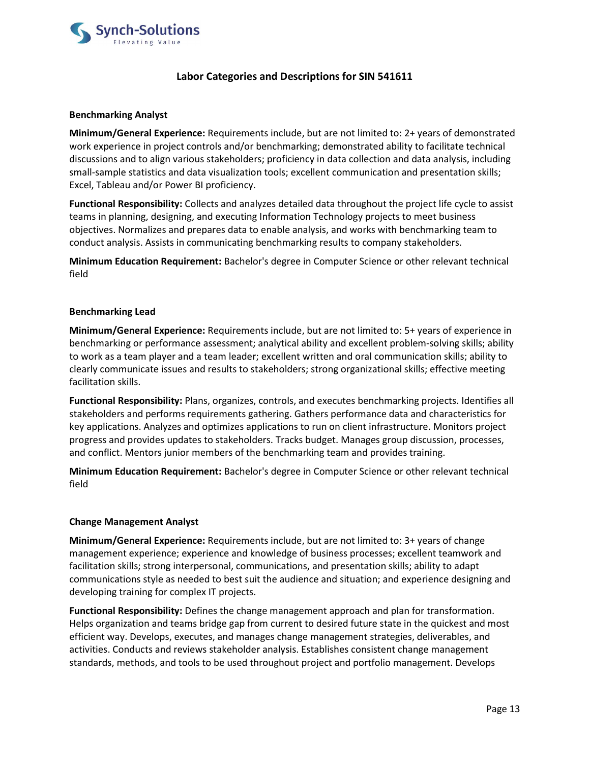## Labor Categories and Descriptions for SIN 541611

### Benchmarking Analyst

**Minimum/General Experience:** Requirements include, but are not limited to: 2+ years of demonstrated work experience in project controls and/or benchmarking; demonstrated ability to facilitate technical discussions and to align various stakeholders; proficiency in data collection and data analysis, including small-sample statistics and data visualization tools; excellent communication and presentation skills; Excel, Tableau and/or Power BI proficiency.

**Functional Responsibility:** Collects and analyzes detailed data throughout the project life cycle to assist teams in planning, designing, and executing Information Technology projects to meet business objectives. Normalizes and prepares data to enable analysis, and works with benchmarking team to conduct analysis. Assists in communicating benchmarking results to company stakeholders.

**Minimum Education Requirement:** Bachelor's degree in Computer Science or other relevant technical field

### Benchmarking Lead

**Minimum/General Experience:** Requirements include, but are not limited to: 5+ years of experience in benchmarking or performance assessment; analytical ability and excellent problem-solving skills; ability to work as a team player and a team leader; excellent written and oral communication skills; ability to clearly communicate issues and results to stakeholders; strong organizational skills; effective meeting facilitation skills.

**Functional Responsibility:** Plans, organizes, controls, and executes benchmarking projects. Identifies all stakeholders and performs requirements gathering. Gathers performance data and characteristics for key applications. Analyzes and optimizes applications to run on client infrastructure. Monitors project progress and provides updates to stakeholders. Tracks budget. Manages group discussion, processes, and conflict. Mentors junior members of the benchmarking team and provides training.

**Minimum Education Requirement:** Bachelor's degree in Computer Science or other relevant technical field

### Change Management Analyst

**Minimum/General Experience:** Requirements include, but are not limited to: 3+ years of change management experience; experience and knowledge of business processes; excellent teamwork and facilitation skills; strong interpersonal, communications, and presentation skills; ability to adapt communications style as needed to best suit the audience and situation; and experience designing and developing training for complex IT projects.

**Functional Responsibility:** Defines the change management approach and plan for transformation. Helps organization and teams bridge gap from current to desired future state in the quickest and most efficient way. Develops, executes, and manages change management strategies, deliverables, and activities. Conducts and reviews stakeholder analysis. Establishes consistent change management standards, methods, and tools to be used throughout project and portfolio management. Develops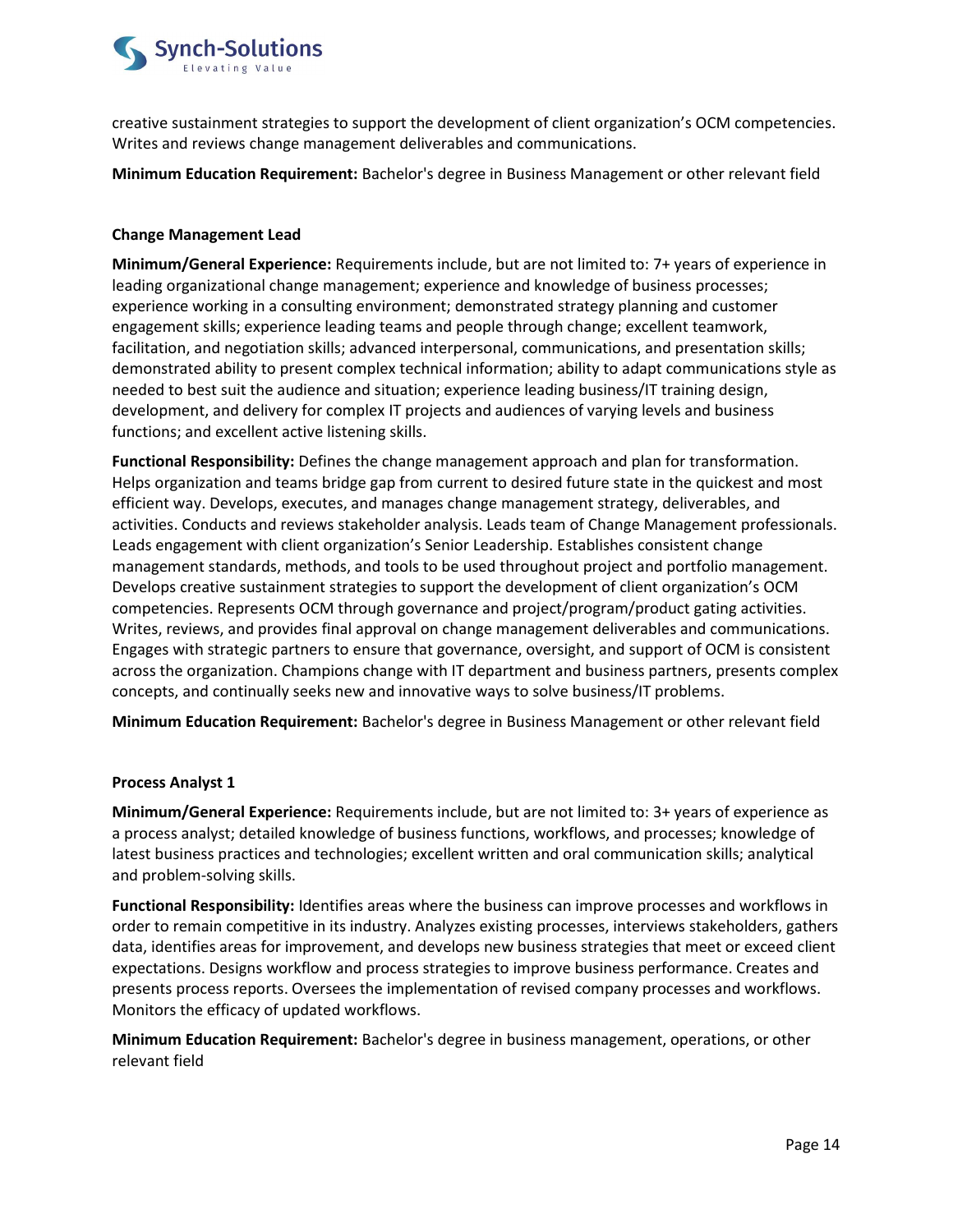creative sustainment strategies to support the development of client organization's OCM competencies. Writes and reviews change management deliverables and communications.

**Minimum Education Requirement:** Bachelor's degree in Business Management or other relevant field

**Change Management Lead**

**Minimum/General Experience:** Requirements include, but are not limited to: 7+ years of experience in leading organizational change management; experience and knowledge of business processes; experience working in a consulting environment; demonstrated strategy planning and customer engagement skills; experience leading teams and people through change; excellent teamwork, facilitation, and negotiation skills; advanced interpersonal, communications, and presentation skills; demonstrated ability to present complex technical information; ability to adapt communications style as needed to best suit the audience and situation; experience leading business/IT training design, development, and delivery for complex IT projects and audiences of varying levels and business functions; and excellent active listening skills.

**Functional Responsibility:** Defines the change management approach and plan for transformation. Helps organization and teams bridge gap from current to desired future state in the quickest and most efficient way. Develops, executes, and manages change management strategy, deliverables, and activities. Conducts and reviews stakeholder analysis. Leads team of Change Management professionals. Leads engagement with client organization's Senior Leadership. Establishes consistent change management standards, methods, and tools to be used throughout project and portfolio management. Develops creative sustainment strategies to support the development of client organization's OCM competencies. Represents OCM through governance and project/program/product gating activities. Writes, reviews, and provides final approval on change management deliverables and communications. Engages with strategic partners to ensure that governance, oversight, and support of OCM is consistent across the organization. Champions change with IT department and business partners, presents complex concepts, and continually seeks new and innovative ways to solve business/IT problems.

**Minimum Education Requirement:** Bachelor's degree in Business Management or other relevant field

**Process Analyst 1**

**Minimum/General Experience:** Requirements include, but are not limited to: 3+ years of experience as a process analyst; detailed knowledge of business functions, workflows, and processes; knowledge of latest business practices and technologies; excellent written and oral communication skills; analytical and problem-solving skills.

**Functional Responsibility:** Identifies areas where the business can improve processes and workflows in order to remain competitive in its industry. Analyzes existing processes, interviews stakeholders, gathers data, identifies areas for improvement, and develops new business strategies that meet or exceed client expectations. Designs workflow and process strategies to improve business performance. Creates and presents process reports. Oversees the implementation of revised company processes and workflows. Monitors the efficacy of updated workflows.

**Minimum Education Requirement:** Bachelor's degree in business management, operations, or other relevant field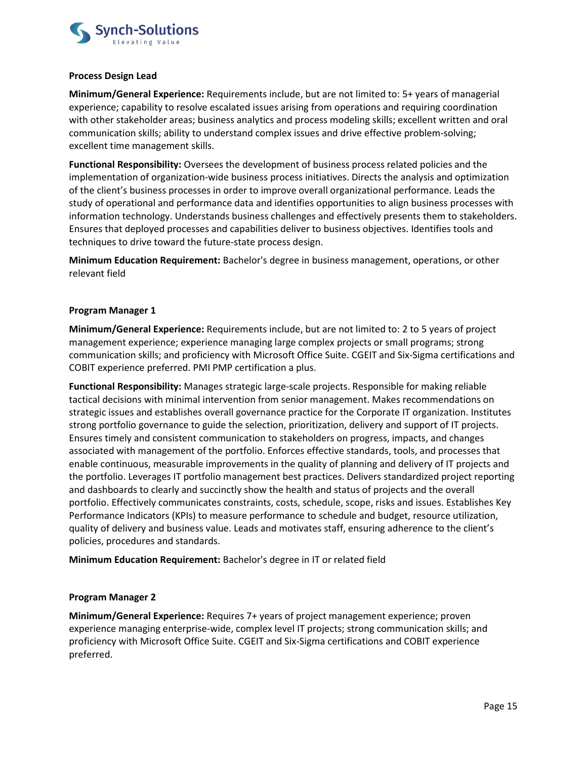**Process Design Lead**

**Minimum/General Experience:** Requirements include, but are not limited to: 5+ years of managerial experience; capability to resolve escalated issues arising from operations and requiring coordination with other stakeholder areas; business analytics and process modeling skills; excellent written and oral communication skills; ability to understand complex issues and drive effective problem-solving; excellent time management skills.

**Functional Responsibility:** Oversees the development of business process related policies and the implementation of organization-wide business process initiatives. Directs the analysis and optimization of the client's business processes in order to improve overall organizational performance. Leads the study of operational and performance data and identifies opportunities to align business processes with information technology. Understands business challenges and effectively presents them to stakeholders. Ensures that deployed processes and capabilities deliver to business objectives. Identifies tools and techniques to drive toward the future-state process design.

**Minimum Education Requirement:** Bachelor's degree in business management, operations, or other relevant field

**Program Manager 1**

**Minimum/General Experience:** Requirements include, but are not limited to: 2 to 5 years of project management experience; experience managing large complex projects or small programs; strong communication skills; and proficiency with Microsoft Office Suite. CGEIT and Six-Sigma certifications and COBIT experience preferred. PMI PMP certification a plus.

**Functional Responsibility:** Manages strategic large-scale projects. Responsible for making reliable tactical decisions with minimal intervention from senior management. Makes recommendations on strategic issues and establishes overall governance practice for the Corporate IT organization. Institutes strong portfolio governance to guide the selection, prioritization, delivery and support of IT projects. Ensures timely and consistent communication to stakeholders on progress, impacts, and changes associated with management of the portfolio. Enforces effective standards, tools, and processes that enable continuous, measurable improvements in the quality of planning and delivery of IT projects and the portfolio. Leverages IT portfolio management best practices. Delivers standardized project reporting and dashboards to clearly and succinctly show the health and status of projects and the overall portfolio. Effectively communicates constraints, costs, schedule, scope, risks and issues. Establishes Key Performance Indicators (KPIs) to measure performance to schedule and budget, resource utilization, quality of delivery and business value. Leads and motivates staff, ensuring adherence to the client's policies, procedures and standards.

**Minimum Education Requirement:** Bachelor's degree in IT or related field

**Program Manager 2**

**Minimum/General Experience:** Requires 7+ years of project management experience; proven experience managing enterprise-wide, complex level IT projects; strong communication skills; and proficiency with Microsoft Office Suite. CGEIT and Six-Sigma certifications and COBIT experience preferred.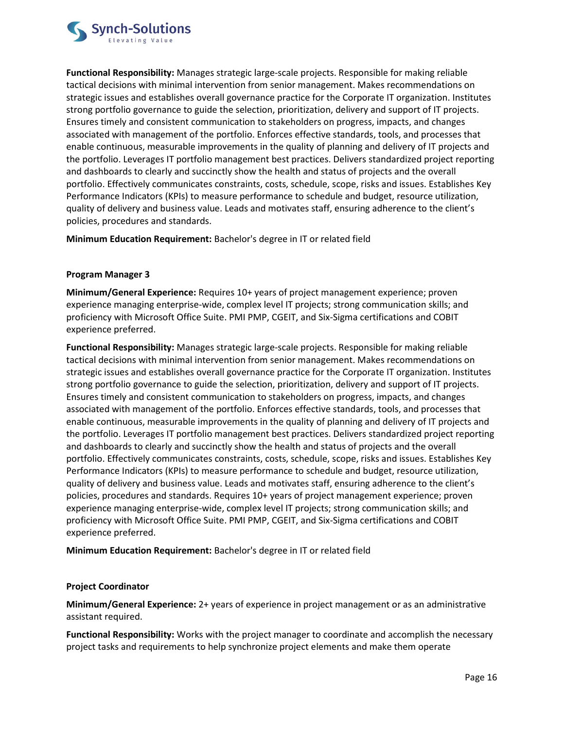**Functional Responsibility:** Manages strategic large-scale projects. Responsible for making reliable tactical decisions with minimal intervention from senior management. Makes recommendations on strategic issues and establishes overall governance practice for the Corporate IT organization. Institutes strong portfolio governance to guide the selection, prioritization, delivery and support of IT projects. Ensures timely and consistent communication to stakeholders on progress, impacts, and changes associated with management of the portfolio. Enforces effective standards, tools, and processes that enable continuous, measurable improvements in the quality of planning and delivery of IT projects and the portfolio. Leverages IT portfolio management best practices. Delivers standardized project reporting and dashboards to clearly and succinctly show the health and status of projects and the overall portfolio. Effectively communicates constraints, costs, schedule, scope, risks and issues. Establishes Key Performance Indicators (KPIs) to measure performance to schedule and budget, resource utilization, quality of delivery and business value. Leads and motivates staff, ensuring adherence to the client's policies, procedures and standards.

**Minimum Education Requirement:** Bachelor's degree in IT or related field

**Program Manager 3**

**Minimum/General Experience:** Requires 10+ years of project management experience; proven experience managing enterprise-wide, complex level IT projects; strong communication skills; and proficiency with Microsoft Office Suite. PMI PMP, CGEIT, and Six-Sigma certifications and COBIT experience preferred.

**Functional Responsibility:** Manages strategic large-scale projects. Responsible for making reliable tactical decisions with minimal intervention from senior management. Makes recommendations on strategic issues and establishes overall governance practice for the Corporate IT organization. Institutes strong portfolio governance to guide the selection, prioritization, delivery and support of IT projects. Ensures timely and consistent communication to stakeholders on progress, impacts, and changes associated with management of the portfolio. Enforces effective standards, tools, and processes that enable continuous, measurable improvements in the quality of planning and delivery of IT projects and the portfolio. Leverages IT portfolio management best practices. Delivers standardized project reporting and dashboards to clearly and succinctly show the health and status of projects and the overall portfolio. Effectively communicates constraints, costs, schedule, scope, risks and issues. Establishes Key Performance Indicators (KPIs) to measure performance to schedule and budget, resource utilization, quality of delivery and business value. Leads and motivates staff, ensuring adherence to the client's policies, procedures and standards. Requires 10+ years of project management experience; proven experience managing enterprise-wide, complex level IT projects; strong communication skills; and proficiency with Microsoft Office Suite. PMI PMP, CGEIT, and Six-Sigma certifications and COBIT experience preferred.

**Minimum Education Requirement:** Bachelor's degree in IT or related field

**Project Coordinator**

**Minimum/General Experience:** 2+ years of experience in project management or as an administrative assistant required.

**Functional Responsibility:** Works with the project manager to coordinate and accomplish the necessary project tasks and requirements to help synchronize project elements and make them operate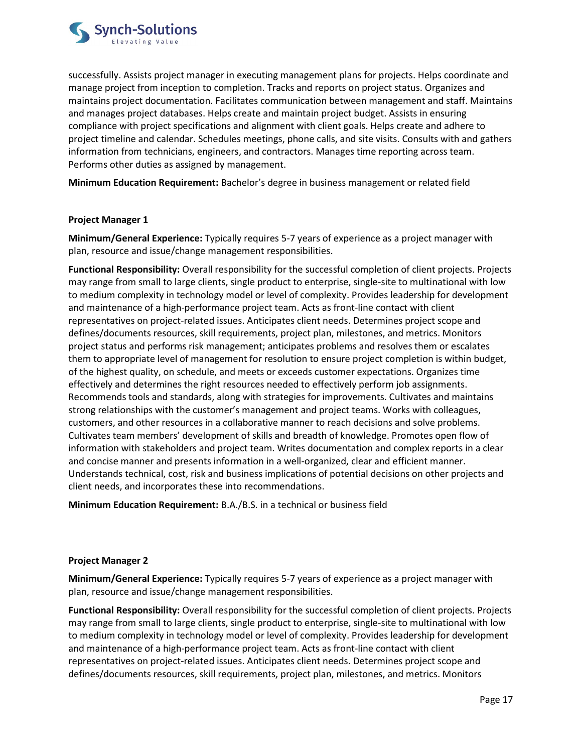successfully. Assists project manager in executing management plans for projects. Helps coordinate and manage project from inception to completion. Tracks and reports on project status. Organizes and maintains project documentation. Facilitates communication between management and staff. Maintains and manages project databases. Helps create and maintain project budget. Assists in ensuring compliance with project specifications and alignment with client goals. Helps create and adhere to project timeline and calendar. Schedules meetings, phone calls, and site visits. Consults with and gathers information from technicians, engineers, and contractors. Manages time reporting across team. Performs other duties as assigned by management.

**Minimum Education Requirement:** Bachelor's degree in business management or related field

**Project Manager 1**

**Minimum/General Experience:** Typically requires 5-7 years of experience as a project manager with plan, resource and issue/change management responsibilities.

**Functional Responsibility:** Overall responsibility for the successful completion of client projects. Projects may range from small to large clients, single product to enterprise, single-site to multinational with low to medium complexity in technology model or level of complexity. Provides leadership for development and maintenance of a high-performance project team. Acts as front-line contact with client representatives on project-related issues. Anticipates client needs. Determines project scope and defines/documents resources, skill requirements, project plan, milestones, and metrics. Monitors project status and performs risk management; anticipates problems and resolves them or escalates them to appropriate level of management for resolution to ensure project completion is within budget, of the highest quality, on schedule, and meets or exceeds customer expectations. Organizes time effectively and determines the right resources needed to effectively perform job assignments. Recommends tools and standards, along with strategies for improvements. Cultivates and maintains strong relationships with the customer's management and project teams. Works with colleagues, customers, and other resources in a collaborative manner to reach decisions and solve problems. Cultivates team members' development of skills and breadth of knowledge. Promotes open flow of information with stakeholders and project team. Writes documentation and complex reports in a clear and concise manner and presents information in a well-organized, clear and efficient manner. Understands technical, cost, risk and business implications of potential decisions on other projects and client needs, and incorporates these into recommendations.

**Minimum Education Requirement:** B.A./B.S. in a technical or business field

**Project Manager 2**

**Minimum/General Experience:** Typically requires 5-7 years of experience as a project manager with plan, resource and issue/change management responsibilities.

**Functional Responsibility:** Overall responsibility for the successful completion of client projects. Projects may range from small to large clients, single product to enterprise, single-site to multinational with low to medium complexity in technology model or level of complexity. Provides leadership for development and maintenance of a high-performance project team. Acts as front-line contact with client representatives on project-related issues. Anticipates client needs. Determines project scope and defines/documents resources, skill requirements, project plan, milestones, and metrics. Monitors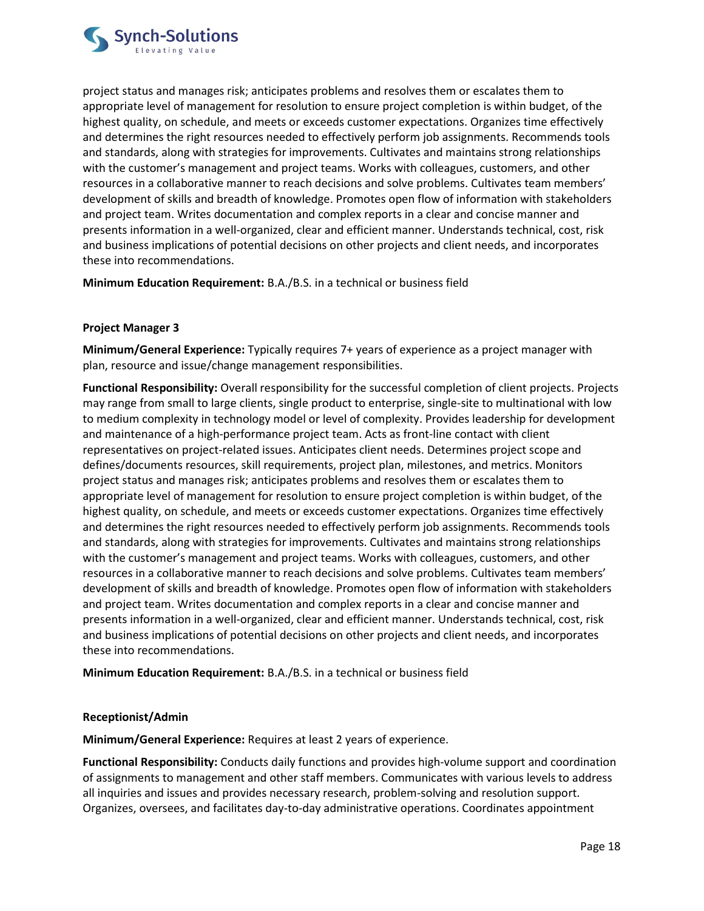project status and manages risk; anticipates problems and resolves them or escalates them to appropriate level of management for resolution to ensure project completion is within budget, of the highest quality, on schedule, and meets or exceeds customer expectations. Organizes time effectively and determines the right resources needed to effectively perform job assignments. Recommends tools and standards, along with strategies for improvements. Cultivates and maintains strong relationships with the customer's management and project teams. Works with colleagues, customers, and other resources in a collaborative manner to reach decisions and solve problems. Cultivates team members' development of skills and breadth of knowledge. Promotes open flow of information with stakeholders and project team. Writes documentation and complex reports in a clear and concise manner and presents information in a well-organized, clear and efficient manner. Understands technical, cost, risk and business implications of potential decisions on other projects and client needs, and incorporates these into recommendations.

**Minimum Education Requirement:** B.A./B.S. in a technical or business field

**Project Manager 3**

**Minimum/General Experience:** Typically requires 7+ years of experience as a project manager with plan, resource and issue/change management responsibilities.

**Functional Responsibility:** Overall responsibility for the successful completion of client projects. Projects may range from small to large clients, single product to enterprise, single-site to multinational with low to medium complexity in technology model or level of complexity. Provides leadership for development and maintenance of a high-performance project team. Acts as front-line contact with client representatives on project-related issues. Anticipates client needs. Determines project scope and defines/documents resources, skill requirements, project plan, milestones, and metrics. Monitors project status and manages risk; anticipates problems and resolves them or escalates them to appropriate level of management for resolution to ensure project completion is within budget, of the highest quality, on schedule, and meets or exceeds customer expectations. Organizes time effectively and determines the right resources needed to effectively perform job assignments. Recommends tools and standards, along with strategies for improvements. Cultivates and maintains strong relationships with the customer's management and project teams. Works with colleagues, customers, and other resources in a collaborative manner to reach decisions and solve problems. Cultivates team members' development of skills and breadth of knowledge. Promotes open flow of information with stakeholders and project team. Writes documentation and complex reports in a clear and concise manner and presents information in a well-organized, clear and efficient manner. Understands technical, cost, risk and business implications of potential decisions on other projects and client needs, and incorporates these into recommendations.

**Minimum Education Requirement:** B.A./B.S. in a technical or business field

**Receptionist/Admin**

**Minimum/General Experience:** Requires at least 2 years of experience.

**Functional Responsibility:** Conducts daily functions and provides high-volume support and coordination of assignments to management and other staff members. Communicates with various levels to address all inquiries and issues and provides necessary research, problem-solving and resolution support. Organizes, oversees, and facilitates day-to-day administrative operations. Coordinates appointment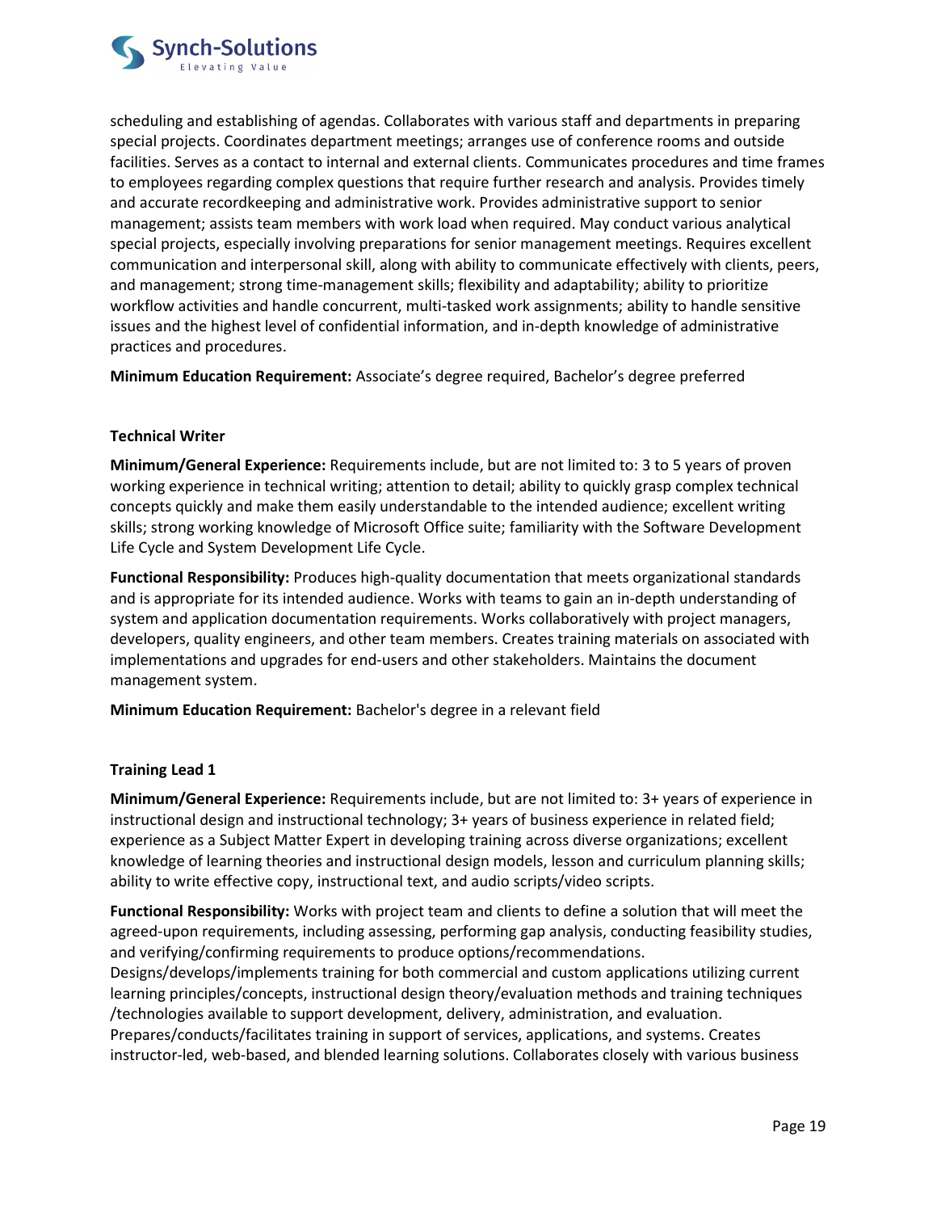scheduling and establishing of agendas. Collaborates with various staff and departments in preparing special projects. Coordinates department meetings; arranges use of conference rooms and outside facilities. Serves as a contact to internal and external clients. Communicates procedures and time frames to employees regarding complex questions that require further research and analysis. Provides timely and accurate recordkeeping and administrative work. Provides administrative support to senior management; assists team members with work load when required. May conduct various analytical special projects, especially involving preparations for senior management meetings. Requires excellent communication and interpersonal skill, along with ability to communicate effectively with clients, peers, and management; strong time-management skills; flexibility and adaptability; ability to prioritize workflow activities and handle concurrent, multi-tasked work assignments; ability to handle sensitive issues and the highest level of confidential information, and in-depth knowledge of administrative practices and procedures.

**Minimum Education Requirement:** Associate's degree required, Bachelor's degree preferred

**Technical Writer**

**Minimum/General Experience:** Requirements include, but are not limited to: 3 to 5 years of proven working experience in technical writing; attention to detail; ability to quickly grasp complex technical concepts quickly and make them easily understandable to the intended audience; excellent writing skills; strong working knowledge of Microsoft Office suite; familiarity with the Software Development Life Cycle and System Development Life Cycle.

**Functional Responsibility:** Produces high-quality documentation that meets organizational standards and is appropriate for its intended audience. Works with teams to gain an in-depth understanding of system and application documentation requirements. Works collaboratively with project managers, developers, quality engineers, and other team members. Creates training materials on associated with implementations and upgrades for end-users and other stakeholders. Maintains the document management system.

**Minimum Education Requirement:** Bachelor's degree in a relevant field

**Training Lead 1**

**Minimum/General Experience:** Requirements include, but are not limited to: 3+ years of experience in instructional design and instructional technology; 3+ years of business experience in related field; experience as a Subject Matter Expert in developing training across diverse organizations; excellent knowledge of learning theories and instructional design models, lesson and curriculum planning skills; ability to write effective copy, instructional text, and audio scripts/video scripts.

**Functional Responsibility:** Works with project team and clients to define a solution that will meet the agreed-upon requirements, including assessing, performing gap analysis, conducting feasibility studies, and verifying/confirming requirements to produce options/recommendations. Designs/develops/implements training for both commercial and custom applications utilizing current learning principles/concepts, instructional design theory/evaluation methods and training techniques /technologies available to support development, delivery, administration, and evaluation. Prepares/conducts/facilitates training in support of services, applications, and systems. Creates instructor-led, web-based, and blended learning solutions. Collaborates closely with various business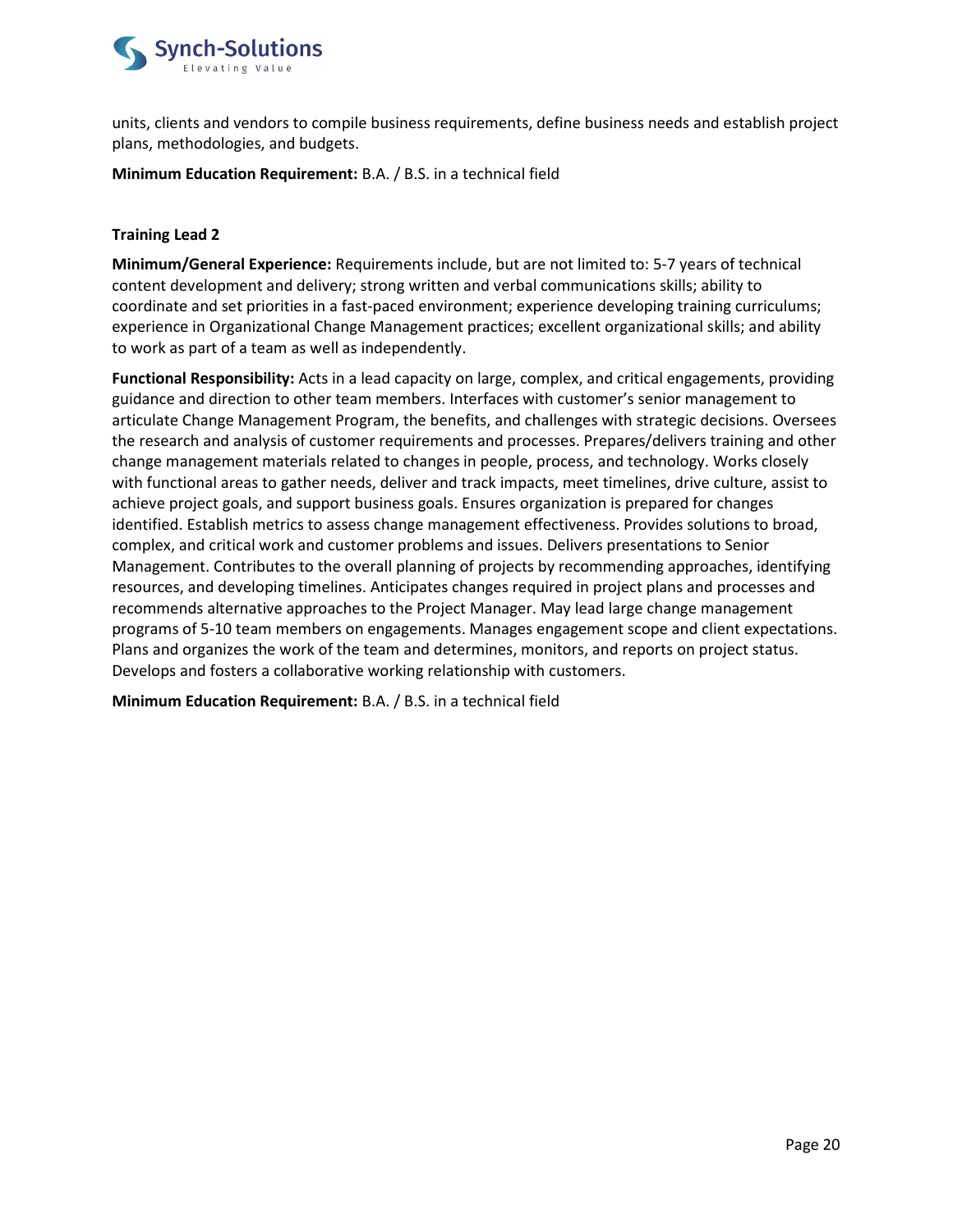units, clients and vendors to compile business requirements, define business needs and establish project plans, methodologies, and budgets.

**Minimum Education Requirement:** B.A. / B.S. in a technical field

**Training Lead 2**

**Minimum/General Experience:** Requirements include, but are not limited to: 5-7 years of technical content development and delivery; strong written and verbal communications skills; ability to coordinate and set priorities in a fast-paced environment; experience developing training curriculums; experience in Organizational Change Management practices; excellent organizational skills; and ability to work as part of a team as well as independently.

**Functional Responsibility:** Acts in a lead capacity on large, complex, and critical engagements, providing guidance and direction to other team members. Interfaces with customer's senior management to articulate Change Management Program, the benefits, and challenges with strategic decisions. Oversees the research and analysis of customer requirements and processes. Prepares/delivers training and other change management materials related to changes in people, process, and technology. Works closely with functional areas to gather needs, deliver and track impacts, meet timelines, drive culture, assist to achieve project goals, and support business goals. Ensures organization is prepared for changes identified. Establish metrics to assess change management effectiveness. Provides solutions to broad, complex, and critical work and customer problems and issues. Delivers presentations to Senior Management. Contributes to the overall planning of projects by recommending approaches, identifying resources, and developing timelines. Anticipates changes required in project plans and processes and recommends alternative approaches to the Project Manager. May lead large change management programs of 5-10 team members on engagements. Manages engagement scope and client expectations. Plans and organizes the work of the team and determines, monitors, and reports on project status. Develops and fosters a collaborative working relationship with customers.

**Minimum Education Requirement:** B.A. / B.S. in a technical field